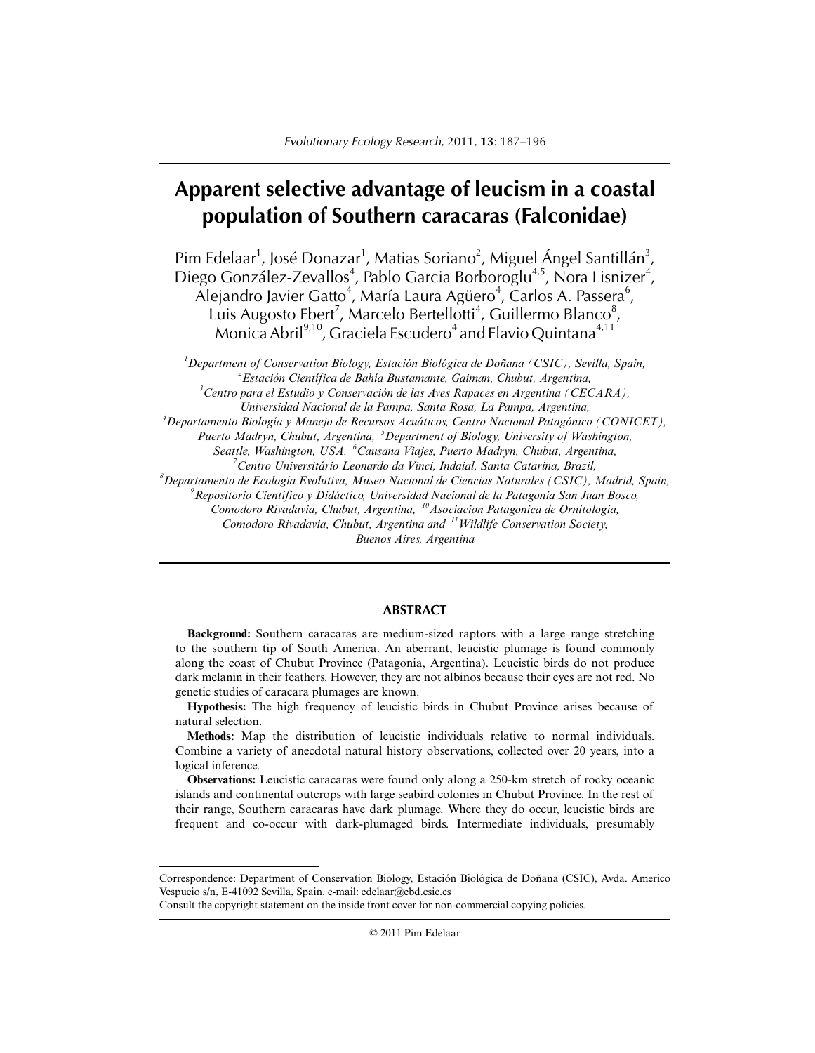# Apparent selective advantage of leucism in a coastal population of Southern caracaras (Falconidae)

Pim Edelaar[1], José Donazar[1], Matias Soriano[2], Miguel Ángel Santillán[3], Diego González-Zevallos[4], Pablo Garcia Borboroglu[4,5], Nora Lisnizer[4], Alejandro Javier Gatto[4], María Laura Agüero[4], Carlos A. Passera[6], Luis Augosto Ebert[7], Marcelo Bertellotti[4], Guillermo Blanco[8], Monica Abril[9,10], Graciela Escudero[4] and Flavio Quintana[4,11]

[1]*Department of Conservation Biology, Estación Biológica de Doñana (CSIC), Sevilla, Spain,* [2]*Estación Científica de Bahía Bustamante, Gaiman, Chubut, Argentina,* [3]*Centro para el Estudio y Conservación de las Aves Rapaces en Argentina (CECARA), Universidad Nacional de la Pampa, Santa Rosa, La Pampa, Argentina,* [4]*Departamento Biología y Manejo de Recursos Acuáticos, Centro Nacional Patagónico (CONICET), Puerto Madryn, Chubut, Argentina,* [5]*Department of Biology, University of Washington, Seattle, Washington, USA,* [6]*Causana Viajes, Puerto Madryn, Chubut, Argentina,* [7]*Centro Universitário Leonardo da Vinci, Indaial, Santa Catarina, Brazil,* [8]*Departamento de Ecología Evolutiva, Museo Nacional de Ciencias Naturales (CSIC), Madrid, Spain,* [9]*Repositorio Científico y Didáctico, Universidad Nacional de la Patagonia San Juan Bosco, Comodoro Rivadavia, Chubut, Argentina,* [10]*Asociacion Patagonica de Ornitología, Comodoro Rivadavia, Chubut, Argentina and* [11]*Wildlife Conservation Society, Buenos Aires, Argentina*

## ABSTRACT

**Background:** Southern caracaras are medium-sized raptors with a large range stretching to the southern tip of South America. An aberrant, leucistic plumage is found commonly along the coast of Chubut Province (Patagonia, Argentina). Leucistic birds do not produce dark melanin in their feathers. However, they are not albinos because their eyes are not red. No genetic studies of caracara plumages are known.

**Hypothesis:** The high frequency of leucistic birds in Chubut Province arises because of natural selection.

**Methods:** Map the distribution of leucistic individuals relative to normal individuals. Combine a variety of anecdotal natural history observations, collected over 20 years, into a logical inference.

**Observations:** Leucistic caracaras were found only along a 250-km stretch of rocky oceanic islands and continental outcrops with large seabird colonies in Chubut Province. In the rest of their range, Southern caracaras have dark plumage. Where they do occur, leucistic birds are frequent and co-occur with dark-plumaged birds. Intermediate individuals, presumably

---

Correspondence: Department of Conservation Biology, Estación Biológica de Doñana (CSIC), Avda. Americo Vespucio s/n, E-41092 Sevilla, Spain. e-mail: edelaar@ebd.csic.es

Consult the copyright statement on the inside front cover for non-commercial copying policies.

© 2011 Pim Edelaar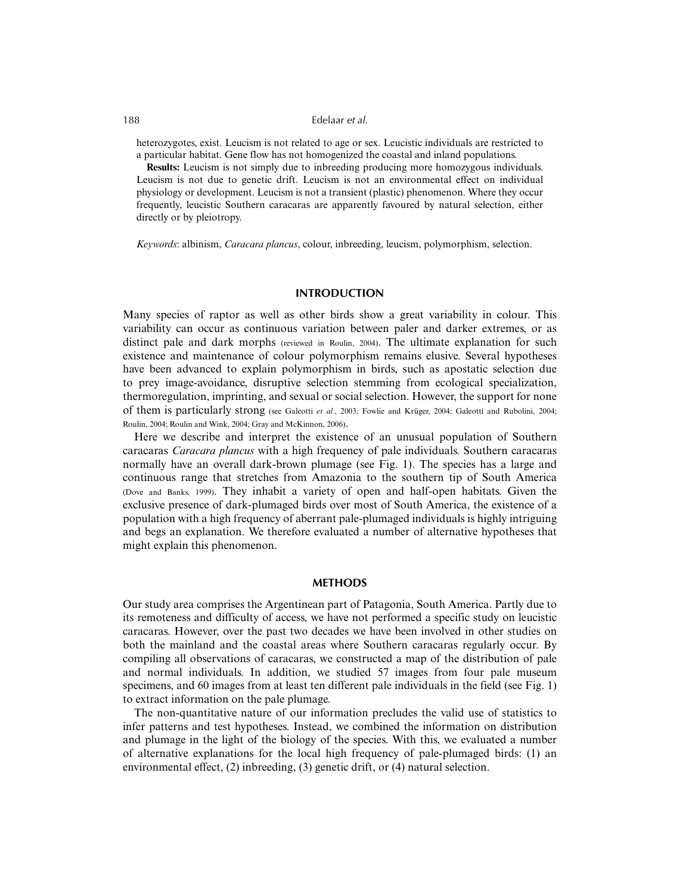heterozygotes, exist. Leucism is not related to age or sex. Leucistic individuals are restricted to a particular habitat. Gene flow has not homogenized the coastal and inland populations.

**Results:** Leucism is not simply due to inbreeding producing more homozygous individuals. Leucism is not due to genetic drift. Leucism is not an environmental effect on individual physiology or development. Leucism is not a transient (plastic) phenomenon. Where they occur frequently, leucistic Southern caracaras are apparently favoured by natural selection, either directly or by pleiotropy.

*Keywords*: albinism, *Caracara plancus*, colour, inbreeding, leucism, polymorphism, selection.

## INTRODUCTION

Many species of raptor as well as other birds show a great variability in colour. This variability can occur as continuous variation between paler and darker extremes, or as distinct pale and dark morphs (reviewed in Roulin, 2004). The ultimate explanation for such existence and maintenance of colour polymorphism remains elusive. Several hypotheses have been advanced to explain polymorphism in birds, such as apostatic selection due to prey image-avoidance, disruptive selection stemming from ecological specialization, thermoregulation, imprinting, and sexual or social selection. However, the support for none of them is particularly strong (see Galeotti *et al.*, 2003; Fowlie and Krüger, 2004; Galeotti and Rubolini, 2004; Roulin, 2004; Roulin and Wink, 2004; Gray and McKinnon, 2006).

Here we describe and interpret the existence of an unusual population of Southern caracaras *Caracara plancus* with a high frequency of pale individuals. Southern caracaras normally have an overall dark-brown plumage (see Fig. 1). The species has a large and continuous range that stretches from Amazonia to the southern tip of South America (Dove and Banks, 1999). They inhabit a variety of open and half-open habitats. Given the exclusive presence of dark-plumaged birds over most of South America, the existence of a population with a high frequency of aberrant pale-plumaged individuals is highly intriguing and begs an explanation. We therefore evaluated a number of alternative hypotheses that might explain this phenomenon.

## METHODS

Our study area comprises the Argentinean part of Patagonia, South America. Partly due to its remoteness and difficulty of access, we have not performed a specific study on leucistic caracaras. However, over the past two decades we have been involved in other studies on both the mainland and the coastal areas where Southern caracaras regularly occur. By compiling all observations of caracaras, we constructed a map of the distribution of pale and normal individuals. In addition, we studied 57 images from four pale museum specimens, and 60 images from at least ten different pale individuals in the field (see Fig. 1) to extract information on the pale plumage.

The non-quantitative nature of our information precludes the valid use of statistics to infer patterns and test hypotheses. Instead, we combined the information on distribution and plumage in the light of the biology of the species. With this, we evaluated a number of alternative explanations for the local high frequency of pale-plumaged birds: (1) an environmental effect, (2) inbreeding, (3) genetic drift, or (4) natural selection.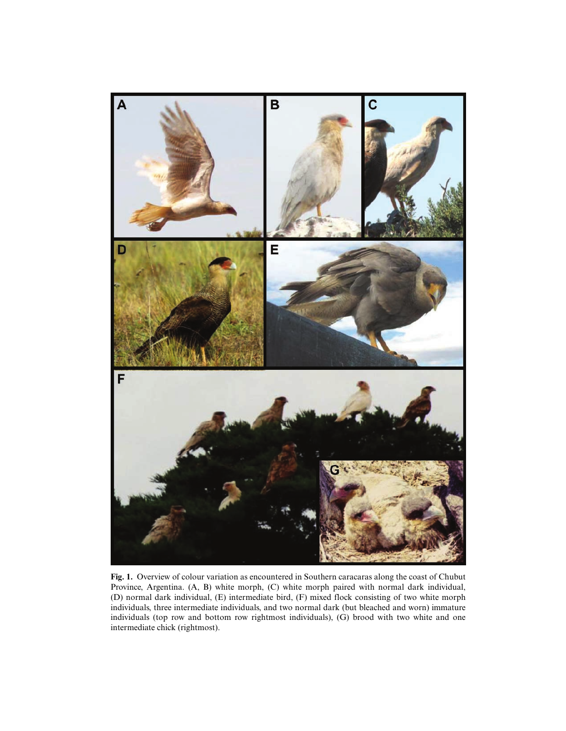**Fig. 1.** Overview of colour variation as encountered in Southern caracaras along the coast of Chubut Province, Argentina. (A, B) white morph, (C) white morph paired with normal dark individual, (D) normal dark individual, (E) intermediate bird, (F) mixed flock consisting of two white morph individuals, three intermediate individuals, and two normal dark (but bleached and worn) immature individuals (top row and bottom row rightmost individuals), (G) brood with two white and one intermediate chick (rightmost).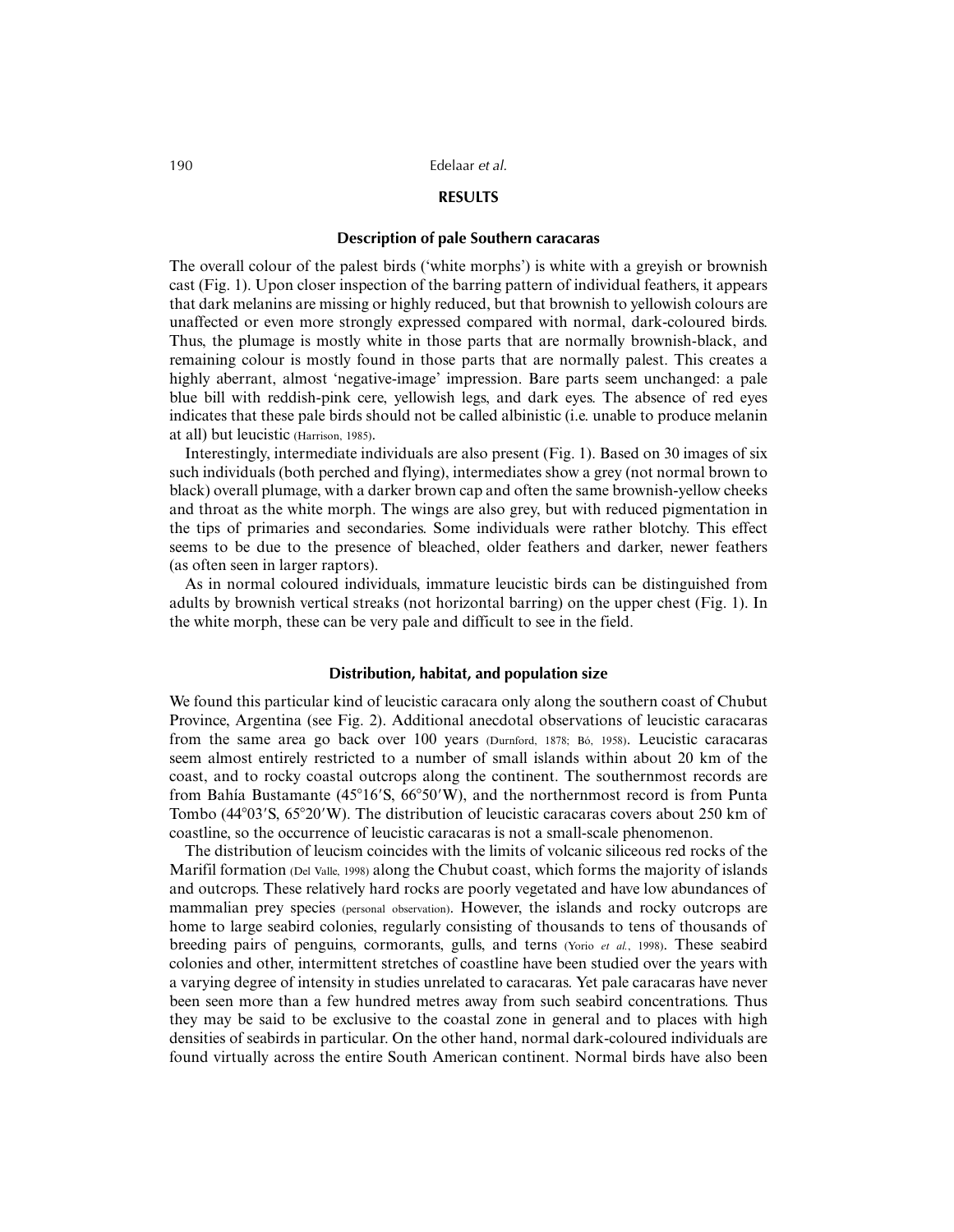## RESULTS

### Description of pale Southern caracaras

The overall colour of the palest birds ('white morphs') is white with a greyish or brownish cast (Fig. 1). Upon closer inspection of the barring pattern of individual feathers, it appears that dark melanins are missing or highly reduced, but that brownish to yellowish colours are unaffected or even more strongly expressed compared with normal, dark-coloured birds. Thus, the plumage is mostly white in those parts that are normally brownish-black, and remaining colour is mostly found in those parts that are normally palest. This creates a highly aberrant, almost 'negative-image' impression. Bare parts seem unchanged: a pale blue bill with reddish-pink cere, yellowish legs, and dark eyes. The absence of red eyes indicates that these pale birds should not be called albinistic (i.e. unable to produce melanin at all) but leucistic (Harrison, 1985).

Interestingly, intermediate individuals are also present (Fig. 1). Based on 30 images of six such individuals (both perched and flying), intermediates show a grey (not normal brown to black) overall plumage, with a darker brown cap and often the same brownish-yellow cheeks and throat as the white morph. The wings are also grey, but with reduced pigmentation in the tips of primaries and secondaries. Some individuals were rather blotchy. This effect seems to be due to the presence of bleached, older feathers and darker, newer feathers (as often seen in larger raptors).

As in normal coloured individuals, immature leucistic birds can be distinguished from adults by brownish vertical streaks (not horizontal barring) on the upper chest (Fig. 1). In the white morph, these can be very pale and difficult to see in the field.

### Distribution, habitat, and population size

We found this particular kind of leucistic caracara only along the southern coast of Chubut Province, Argentina (see Fig. 2). Additional anecdotal observations of leucistic caracaras from the same area go back over 100 years (Durnford, 1878; Bó, 1958). Leucistic caracaras seem almost entirely restricted to a number of small islands within about 20 km of the coast, and to rocky coastal outcrops along the continent. The southernmost records are from Bahía Bustamante (45°16′S, 66°50′W), and the northernmost record is from Punta Tombo (44°03′S, 65°20′W). The distribution of leucistic caracaras covers about 250 km of coastline, so the occurrence of leucistic caracaras is not a small-scale phenomenon.

The distribution of leucism coincides with the limits of volcanic siliceous red rocks of the Marifil formation (Del Valle, 1998) along the Chubut coast, which forms the majority of islands and outcrops. These relatively hard rocks are poorly vegetated and have low abundances of mammalian prey species (personal observation). However, the islands and rocky outcrops are home to large seabird colonies, regularly consisting of thousands to tens of thousands of breeding pairs of penguins, cormorants, gulls, and terns (Yorio *et al.*, 1998). These seabird colonies and other, intermittent stretches of coastline have been studied over the years with a varying degree of intensity in studies unrelated to caracaras. Yet pale caracaras have never been seen more than a few hundred metres away from such seabird concentrations. Thus they may be said to be exclusive to the coastal zone in general and to places with high densities of seabirds in particular. On the other hand, normal dark-coloured individuals are found virtually across the entire South American continent. Normal birds have also been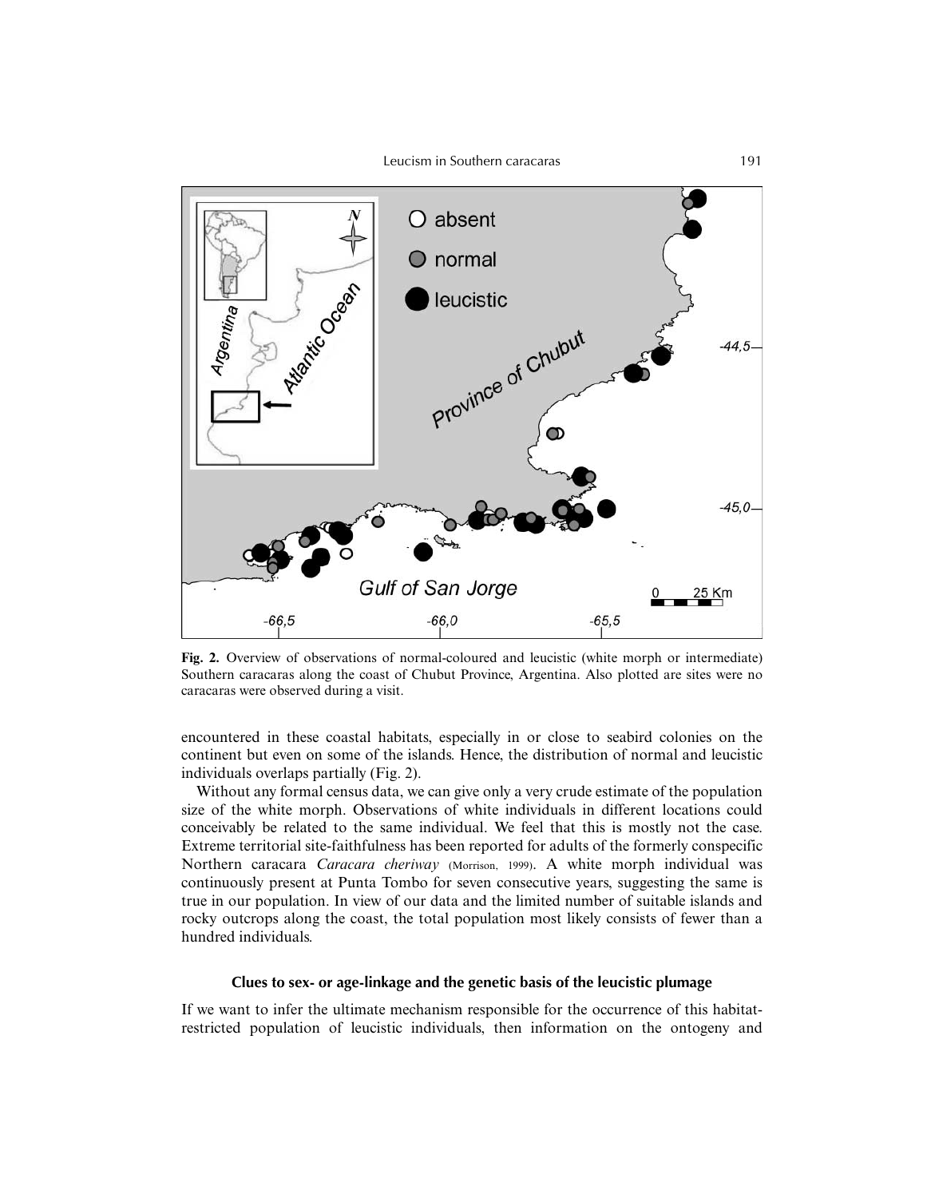**Fig. 2.** Overview of observations of normal-coloured and leucistic (white morph or intermediate) Southern caracaras along the coast of Chubut Province, Argentina. Also plotted are sites were no caracaras were observed during a visit.

encountered in these coastal habitats, especially in or close to seabird colonies on the continent but even on some of the islands. Hence, the distribution of normal and leucistic individuals overlaps partially (Fig. 2).

Without any formal census data, we can give only a very crude estimate of the population size of the white morph. Observations of white individuals in different locations could conceivably be related to the same individual. We feel that this is mostly not the case. Extreme territorial site-faithfulness has been reported for adults of the formerly conspecific Northern caracara *Caracara cheriway* (Morrison, 1999). A white morph individual was continuously present at Punta Tombo for seven consecutive years, suggesting the same is true in our population. In view of our data and the limited number of suitable islands and rocky outcrops along the coast, the total population most likely consists of fewer than a hundred individuals.

### Clues to sex- or age-linkage and the genetic basis of the leucistic plumage

If we want to infer the ultimate mechanism responsible for the occurrence of this habitat-restricted population of leucistic individuals, then information on the ontogeny and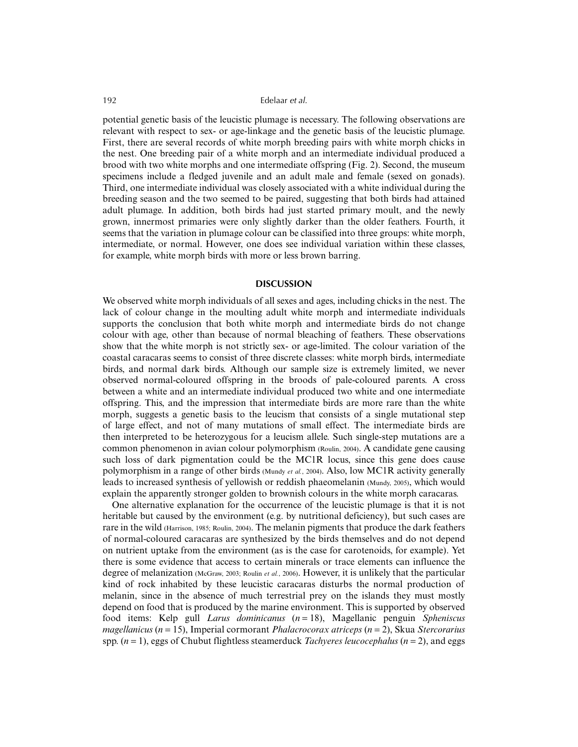potential genetic basis of the leucistic plumage is necessary. The following observations are relevant with respect to sex- or age-linkage and the genetic basis of the leucistic plumage. First, there are several records of white morph breeding pairs with white morph chicks in the nest. One breeding pair of a white morph and an intermediate individual produced a brood with two white morphs and one intermediate offspring (Fig. 2). Second, the museum specimens include a fledged juvenile and an adult male and female (sexed on gonads). Third, one intermediate individual was closely associated with a white individual during the breeding season and the two seemed to be paired, suggesting that both birds had attained adult plumage. In addition, both birds had just started primary moult, and the newly grown, innermost primaries were only slightly darker than the older feathers. Fourth, it seems that the variation in plumage colour can be classified into three groups: white morph, intermediate, or normal. However, one does see individual variation within these classes, for example, white morph birds with more or less brown barring.

## DISCUSSION

We observed white morph individuals of all sexes and ages, including chicks in the nest. The lack of colour change in the moulting adult white morph and intermediate individuals supports the conclusion that both white morph and intermediate birds do not change colour with age, other than because of normal bleaching of feathers. These observations show that the white morph is not strictly sex- or age-limited. The colour variation of the coastal caracaras seems to consist of three discrete classes: white morph birds, intermediate birds, and normal dark birds. Although our sample size is extremely limited, we never observed normal-coloured offspring in the broods of pale-coloured parents. A cross between a white and an intermediate individual produced two white and one intermediate offspring. This, and the impression that intermediate birds are more rare than the white morph, suggests a genetic basis to the leucism that consists of a single mutational step of large effect, and not of many mutations of small effect. The intermediate birds are then interpreted to be heterozygous for a leucism allele. Such single-step mutations are a common phenomenon in avian colour polymorphism (Roulin, 2004). A candidate gene causing such loss of dark pigmentation could be the MC1R locus, since this gene does cause polymorphism in a range of other birds (Mundy *et al.*, 2004). Also, low MC1R activity generally leads to increased synthesis of yellowish or reddish phaeomelanin (Mundy, 2005), which would explain the apparently stronger golden to brownish colours in the white morph caracaras.

One alternative explanation for the occurrence of the leucistic plumage is that it is not heritable but caused by the environment (e.g. by nutritional deficiency), but such cases are rare in the wild (Harrison, 1985; Roulin, 2004). The melanin pigments that produce the dark feathers of normal-coloured caracaras are synthesized by the birds themselves and do not depend on nutrient uptake from the environment (as is the case for carotenoids, for example). Yet there is some evidence that access to certain minerals or trace elements can influence the degree of melanization (McGraw, 2003; Roulin *et al.*, 2006). However, it is unlikely that the particular kind of rock inhabited by these leucistic caracaras disturbs the normal production of melanin, since in the absence of much terrestrial prey on the islands they must mostly depend on food that is produced by the marine environment. This is supported by observed food items: Kelp gull *Larus dominicanus* ($n = 18$), Magellanic penguin *Spheniscus magellanicus* ($n = 15$), Imperial cormorant *Phalacrocorax atriceps* ($n = 2$), Skua *Stercorarius* spp. ($n = 1$), eggs of Chubut flightless steamerduck *Tachyeres leucocephalus* ($n = 2$), and eggs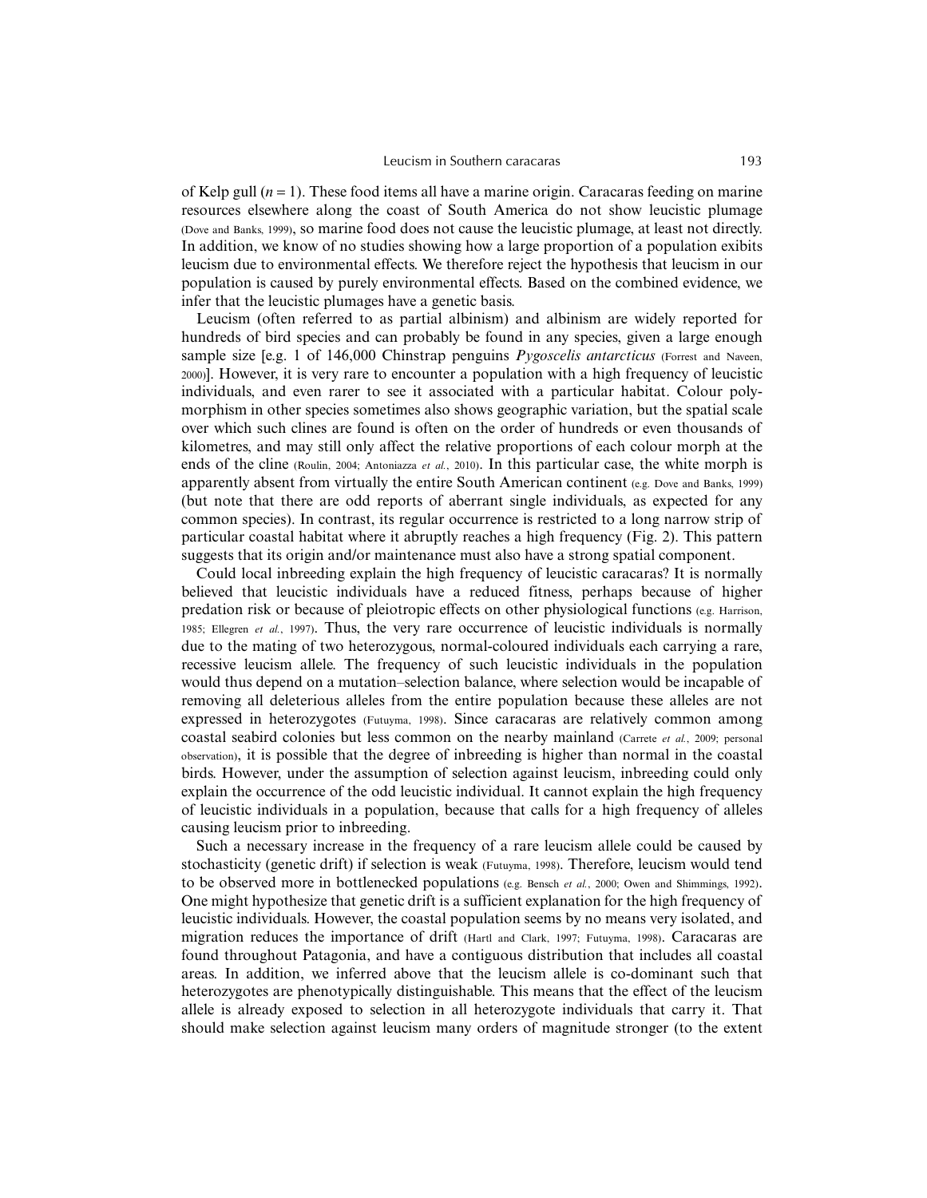of Kelp gull ($n = 1$). These food items all have a marine origin. Caracaras feeding on marine resources elsewhere along the coast of South America do not show leucistic plumage (Dove and Banks, 1999), so marine food does not cause the leucistic plumage, at least not directly. In addition, we know of no studies showing how a large proportion of a population exibits leucism due to environmental effects. We therefore reject the hypothesis that leucism in our population is caused by purely environmental effects. Based on the combined evidence, we infer that the leucistic plumages have a genetic basis.

Leucism (often referred to as partial albinism) and albinism are widely reported for hundreds of bird species and can probably be found in any species, given a large enough sample size [e.g. 1 of 146,000 Chinstrap penguins *Pygoscelis antarcticus* (Forrest and Naveen, 2000)]. However, it is very rare to encounter a population with a high frequency of leucistic individuals, and even rarer to see it associated with a particular habitat. Colour polymorphism in other species sometimes also shows geographic variation, but the spatial scale over which such clines are found is often on the order of hundreds or even thousands of kilometres, and may still only affect the relative proportions of each colour morph at the ends of the cline (Roulin, 2004; Antoniazza *et al.*, 2010). In this particular case, the white morph is apparently absent from virtually the entire South American continent (e.g. Dove and Banks, 1999) (but note that there are odd reports of aberrant single individuals, as expected for any common species). In contrast, its regular occurrence is restricted to a long narrow strip of particular coastal habitat where it abruptly reaches a high frequency (Fig. 2). This pattern suggests that its origin and/or maintenance must also have a strong spatial component.

Could local inbreeding explain the high frequency of leucistic caracaras? It is normally believed that leucistic individuals have a reduced fitness, perhaps because of higher predation risk or because of pleiotropic effects on other physiological functions (e.g. Harrison, 1985; Ellegren *et al.*, 1997). Thus, the very rare occurrence of leucistic individuals is normally due to the mating of two heterozygous, normal-coloured individuals each carrying a rare, recessive leucism allele. The frequency of such leucistic individuals in the population would thus depend on a mutation–selection balance, where selection would be incapable of removing all deleterious alleles from the entire population because these alleles are not expressed in heterozygotes (Futuyma, 1998). Since caracaras are relatively common among coastal seabird colonies but less common on the nearby mainland (Carrete *et al.*, 2009; personal observation), it is possible that the degree of inbreeding is higher than normal in the coastal birds. However, under the assumption of selection against leucism, inbreeding could only explain the occurrence of the odd leucistic individual. It cannot explain the high frequency of leucistic individuals in a population, because that calls for a high frequency of alleles causing leucism prior to inbreeding.

Such a necessary increase in the frequency of a rare leucism allele could be caused by stochasticity (genetic drift) if selection is weak (Futuyma, 1998). Therefore, leucism would tend to be observed more in bottlenecked populations (e.g. Bensch *et al.*, 2000; Owen and Shimmings, 1992). One might hypothesize that genetic drift is a sufficient explanation for the high frequency of leucistic individuals. However, the coastal population seems by no means very isolated, and migration reduces the importance of drift (Hartl and Clark, 1997; Futuyma, 1998). Caracaras are found throughout Patagonia, and have a contiguous distribution that includes all coastal areas. In addition, we inferred above that the leucism allele is co-dominant such that heterozygotes are phenotypically distinguishable. This means that the effect of the leucism allele is already exposed to selection in all heterozygote individuals that carry it. That should make selection against leucism many orders of magnitude stronger (to the extent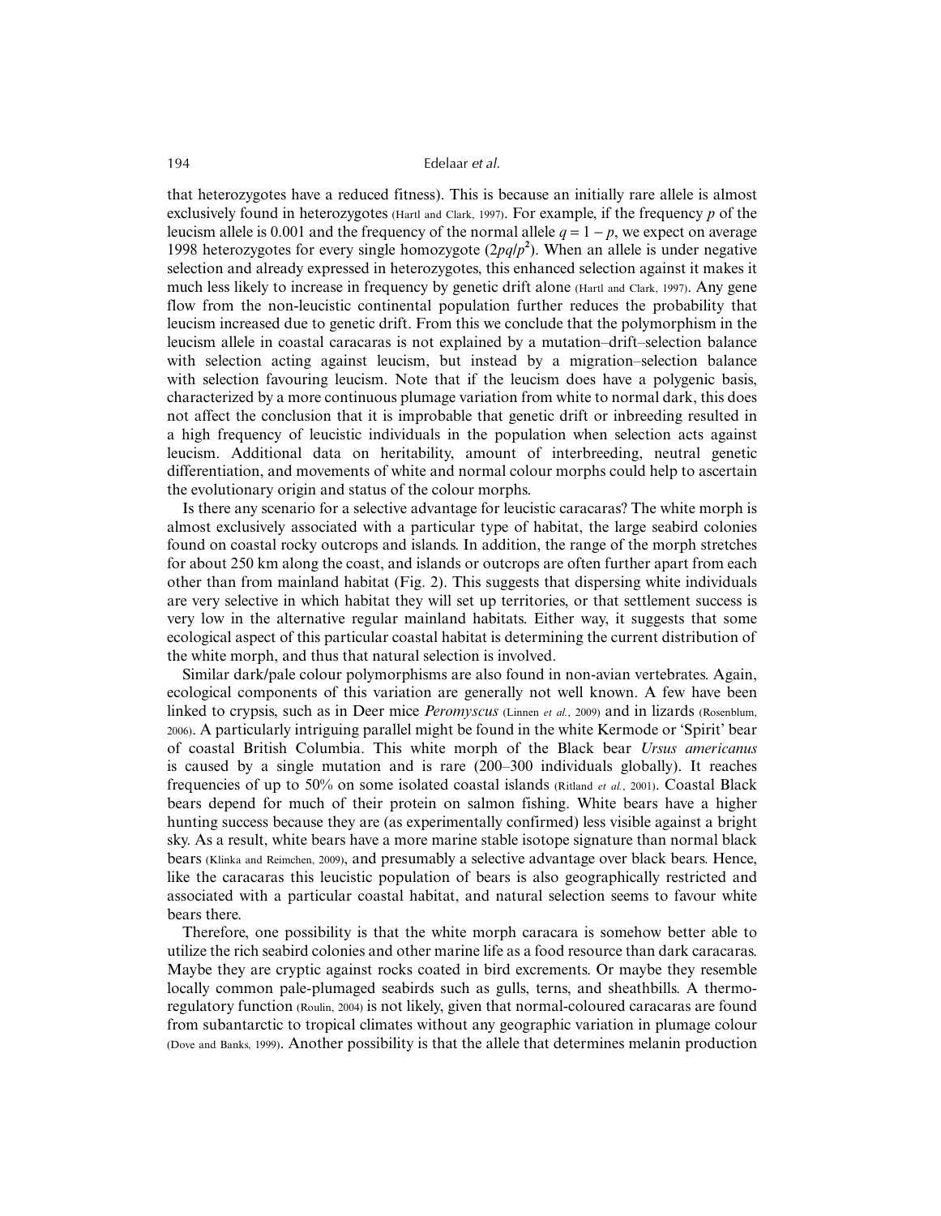that heterozygotes have a reduced fitness). This is because an initially rare allele is almost exclusively found in heterozygotes (Hartl and Clark, 1997). For example, if the frequency $p$ of the leucism allele is 0.001 and the frequency of the normal allele $q = 1 - p$, we expect on average 1998 heterozygotes for every single homozygote ($2pq/p^2$). When an allele is under negative selection and already expressed in heterozygotes, this enhanced selection against it makes it much less likely to increase in frequency by genetic drift alone (Hartl and Clark, 1997). Any gene flow from the non-leucistic continental population further reduces the probability that leucism increased due to genetic drift. From this we conclude that the polymorphism in the leucism allele in coastal caracaras is not explained by a mutation–drift–selection balance with selection acting against leucism, but instead by a migration–selection balance with selection favouring leucism. Note that if the leucism does have a polygenic basis, characterized by a more continuous plumage variation from white to normal dark, this does not affect the conclusion that it is improbable that genetic drift or inbreeding resulted in a high frequency of leucistic individuals in the population when selection acts against leucism. Additional data on heritability, amount of interbreeding, neutral genetic differentiation, and movements of white and normal colour morphs could help to ascertain the evolutionary origin and status of the colour morphs.

Is there any scenario for a selective advantage for leucistic caracaras? The white morph is almost exclusively associated with a particular type of habitat, the large seabird colonies found on coastal rocky outcrops and islands. In addition, the range of the morph stretches for about 250 km along the coast, and islands or outcrops are often further apart from each other than from mainland habitat (Fig. 2). This suggests that dispersing white individuals are very selective in which habitat they will set up territories, or that settlement success is very low in the alternative regular mainland habitats. Either way, it suggests that some ecological aspect of this particular coastal habitat is determining the current distribution of the white morph, and thus that natural selection is involved.

Similar dark/pale colour polymorphisms are also found in non-avian vertebrates. Again, ecological components of this variation are generally not well known. A few have been linked to crypsis, such as in Deer mice *Peromyscus* (Linnen *et al.*, 2009) and in lizards (Rosenblum, 2006). A particularly intriguing parallel might be found in the white Kermode or 'Spirit' bear of coastal British Columbia. This white morph of the Black bear *Ursus americanus* is caused by a single mutation and is rare (200–300 individuals globally). It reaches frequencies of up to 50% on some isolated coastal islands (Ritland *et al.*, 2001). Coastal Black bears depend for much of their protein on salmon fishing. White bears have a higher hunting success because they are (as experimentally confirmed) less visible against a bright sky. As a result, white bears have a more marine stable isotope signature than normal black bears (Klinka and Reimchen, 2009), and presumably a selective advantage over black bears. Hence, like the caracaras this leucistic population of bears is also geographically restricted and associated with a particular coastal habitat, and natural selection seems to favour white bears there.

Therefore, one possibility is that the white morph caracara is somehow better able to utilize the rich seabird colonies and other marine life as a food resource than dark caracaras. Maybe they are cryptic against rocks coated in bird excrements. Or maybe they resemble locally common pale-plumaged seabirds such as gulls, terns, and sheathbills. A thermoregulatory function (Roulin, 2004) is not likely, given that normal-coloured caracaras are found from subantarctic to tropical climates without any geographic variation in plumage colour (Dove and Banks, 1999). Another possibility is that the allele that determines melanin production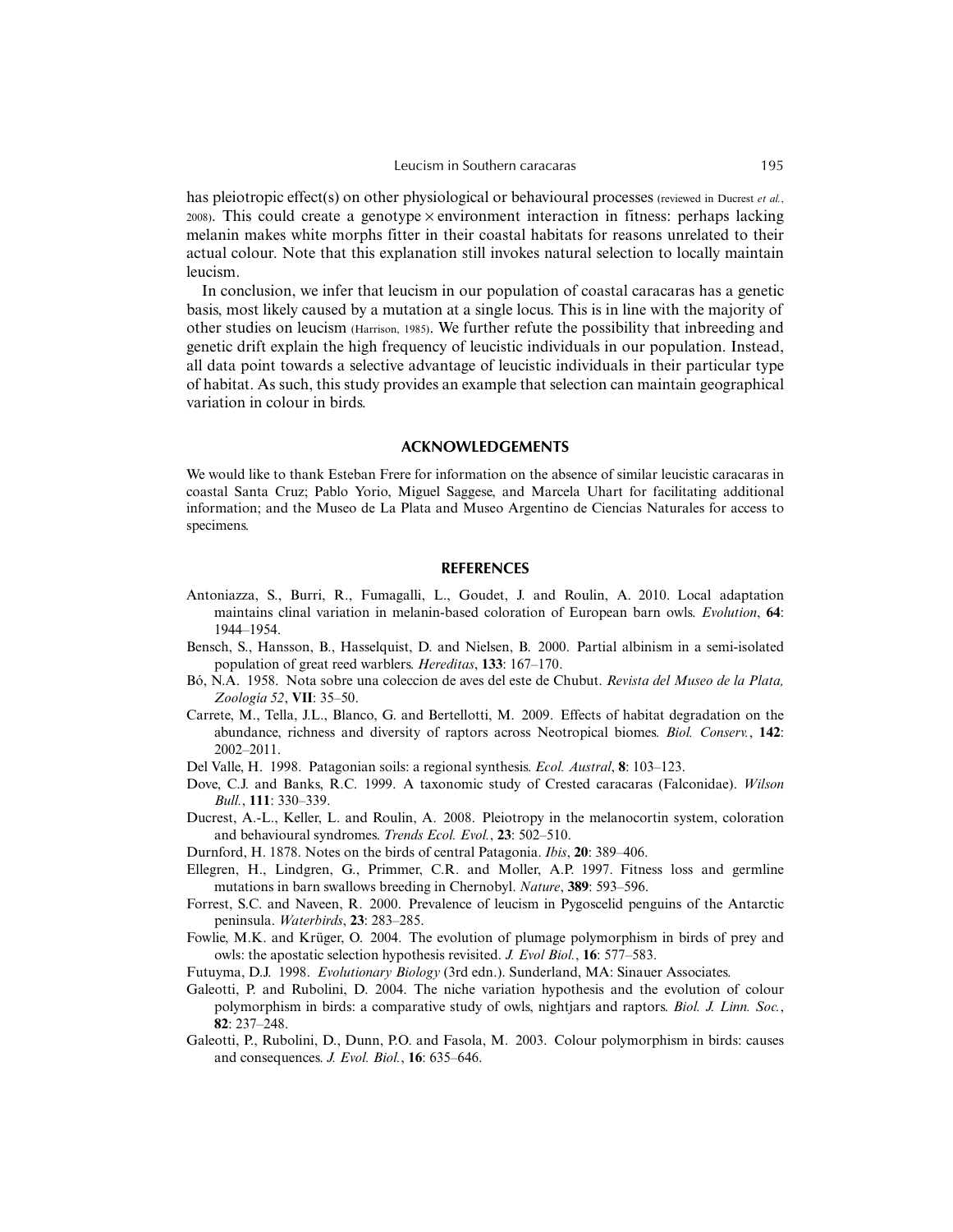has pleiotropic effect(s) on other physiological or behavioural processes (reviewed in Ducrest *et al.*, 2008). This could create a genotype × environment interaction in fitness: perhaps lacking melanin makes white morphs fitter in their coastal habitats for reasons unrelated to their actual colour. Note that this explanation still invokes natural selection to locally maintain leucism.

In conclusion, we infer that leucism in our population of coastal caracaras has a genetic basis, most likely caused by a mutation at a single locus. This is in line with the majority of other studies on leucism (Harrison, 1985). We further refute the possibility that inbreeding and genetic drift explain the high frequency of leucistic individuals in our population. Instead, all data point towards a selective advantage of leucistic individuals in their particular type of habitat. As such, this study provides an example that selection can maintain geographical variation in colour in birds.

## ACKNOWLEDGEMENTS

We would like to thank Esteban Frere for information on the absence of similar leucistic caracaras in coastal Santa Cruz; Pablo Yorio, Miguel Saggese, and Marcela Uhart for facilitating additional information; and the Museo de La Plata and Museo Argentino de Ciencias Naturales for access to specimens.

## REFERENCES

Antoniazza, S., Burri, R., Fumagalli, L., Goudet, J. and Roulin, A. 2010. Local adaptation maintains clinal variation in melanin-based coloration of European barn owls. *Evolution*, **64**: 1944–1954.

Bensch, S., Hansson, B., Hasselquist, D. and Nielsen, B. 2000. Partial albinism in a semi-isolated population of great reed warblers. *Hereditas*, **133**: 167–170.

Bó, N.A. 1958. Nota sobre una coleccion de aves del este de Chubut. *Revista del Museo de la Plata, Zoología 52*, **VII**: 35–50.

Carrete, M., Tella, J.L., Blanco, G. and Bertellotti, M. 2009. Effects of habitat degradation on the abundance, richness and diversity of raptors across Neotropical biomes. *Biol. Conserv.*, **142**: 2002–2011.

Del Valle, H. 1998. Patagonian soils: a regional synthesis. *Ecol. Austral*, **8**: 103–123.

Dove, C.J. and Banks, R.C. 1999. A taxonomic study of Crested caracaras (Falconidae). *Wilson Bull.*, **111**: 330–339.

Ducrest, A.-L., Keller, L. and Roulin, A. 2008. Pleiotropy in the melanocortin system, coloration and behavioural syndromes. *Trends Ecol. Evol.*, **23**: 502–510.

Durnford, H. 1878. Notes on the birds of central Patagonia. *Ibis*, **20**: 389–406.

Ellegren, H., Lindgren, G., Primmer, C.R. and Moller, A.P. 1997. Fitness loss and germline mutations in barn swallows breeding in Chernobyl. *Nature*, **389**: 593–596.

Forrest, S.C. and Naveen, R. 2000. Prevalence of leucism in Pygoscelid penguins of the Antarctic peninsula. *Waterbirds*, **23**: 283–285.

Fowlie, M.K. and Krüger, O. 2004. The evolution of plumage polymorphism in birds of prey and owls: the apostatic selection hypothesis revisited. *J. Evol Biol.*, **16**: 577–583.

Futuyma, D.J. 1998. *Evolutionary Biology* (3rd edn.). Sunderland, MA: Sinauer Associates.

Galeotti, P. and Rubolini, D. 2004. The niche variation hypothesis and the evolution of colour polymorphism in birds: a comparative study of owls, nightjars and raptors. *Biol. J. Linn. Soc.*, **82**: 237–248.

Galeotti, P., Rubolini, D., Dunn, P.O. and Fasola, M. 2003. Colour polymorphism in birds: causes and consequences. *J. Evol. Biol.*, **16**: 635–646.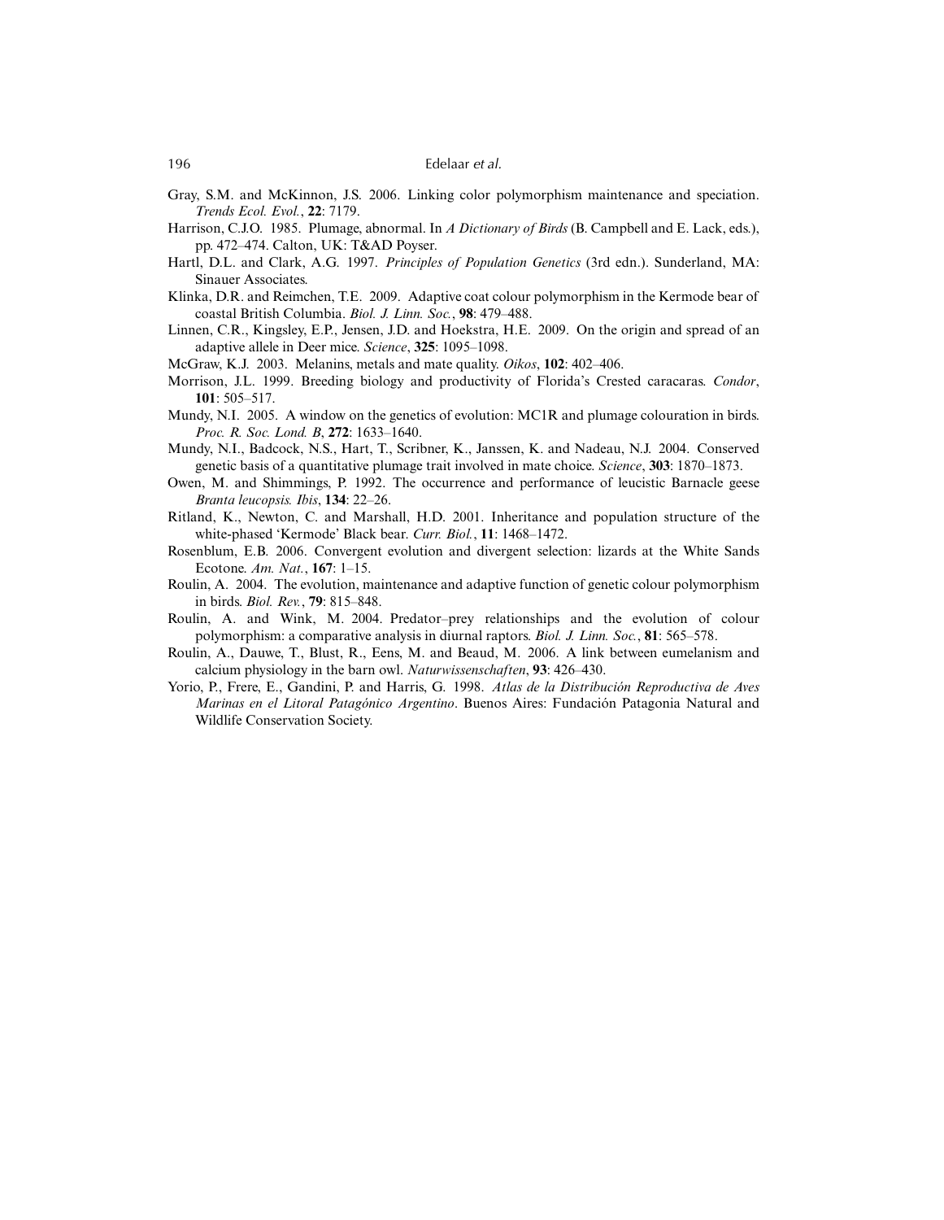Gray, S.M. and McKinnon, J.S. 2006. Linking color polymorphism maintenance and speciation. *Trends Ecol. Evol.*, **22**: 7179.

Harrison, C.J.O. 1985. Plumage, abnormal. In *A Dictionary of Birds* (B. Campbell and E. Lack, eds.), pp. 472–474. Calton, UK: T&AD Poyser.

Hartl, D.L. and Clark, A.G. 1997. *Principles of Population Genetics* (3rd edn.). Sunderland, MA: Sinauer Associates.

Klinka, D.R. and Reimchen, T.E. 2009. Adaptive coat colour polymorphism in the Kermode bear of coastal British Columbia. *Biol. J. Linn. Soc.*, **98**: 479–488.

Linnen, C.R., Kingsley, E.P., Jensen, J.D. and Hoekstra, H.E. 2009. On the origin and spread of an adaptive allele in Deer mice. *Science*, **325**: 1095–1098.

McGraw, K.J. 2003. Melanins, metals and mate quality. *Oikos*, **102**: 402–406.

Morrison, J.L. 1999. Breeding biology and productivity of Florida's Crested caracaras. *Condor*, **101**: 505–517.

Mundy, N.I. 2005. A window on the genetics of evolution: MC1R and plumage colouration in birds. *Proc. R. Soc. Lond. B*, **272**: 1633–1640.

Mundy, N.I., Badcock, N.S., Hart, T., Scribner, K., Janssen, K. and Nadeau, N.J. 2004. Conserved genetic basis of a quantitative plumage trait involved in mate choice. *Science*, **303**: 1870–1873.

Owen, M. and Shimmings, P. 1992. The occurrence and performance of leucistic Barnacle geese *Branta leucopsis. Ibis*, **134**: 22–26.

Ritland, K., Newton, C. and Marshall, H.D. 2001. Inheritance and population structure of the white-phased 'Kermode' Black bear. *Curr. Biol.*, **11**: 1468–1472.

Rosenblum, E.B. 2006. Convergent evolution and divergent selection: lizards at the White Sands Ecotone. *Am. Nat.*, **167**: 1–15.

Roulin, A. 2004. The evolution, maintenance and adaptive function of genetic colour polymorphism in birds. *Biol. Rev.*, **79**: 815–848.

Roulin, A. and Wink, M. 2004. Predator–prey relationships and the evolution of colour polymorphism: a comparative analysis in diurnal raptors. *Biol. J. Linn. Soc.*, **81**: 565–578.

Roulin, A., Dauwe, T., Blust, R., Eens, M. and Beaud, M. 2006. A link between eumelanism and calcium physiology in the barn owl. *Naturwissenschaften*, **93**: 426–430.

Yorio, P., Frere, E., Gandini, P. and Harris, G. 1998. *Atlas de la Distribución Reproductiva de Aves Marinas en el Litoral Patagónico Argentino*. Buenos Aires: Fundación Patagonia Natural and Wildlife Conservation Society.